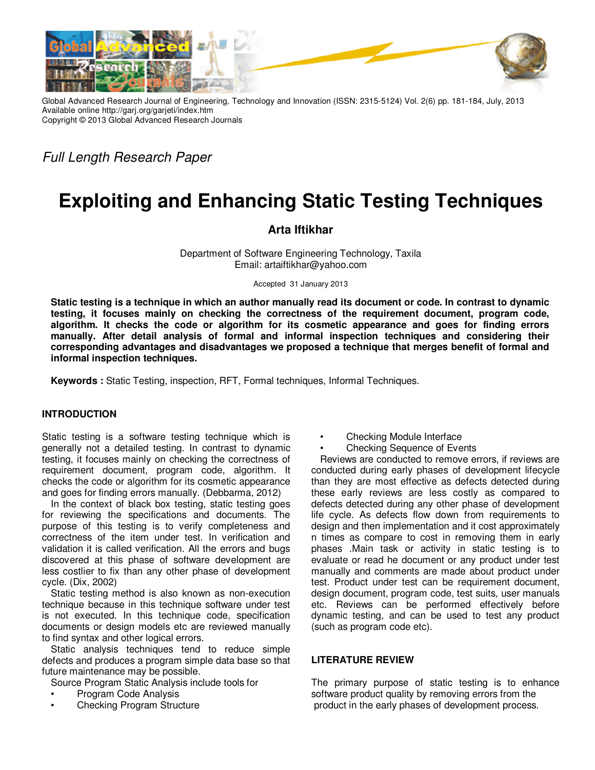Global Advanced Research Journal of Engineering, Technology and Innovation (ISSN: 2315-5124) Vol. 2(6) pp. 181-184, July, 2013
Available online http://garj.org/garjeti/index.htm
Copyright © 2013 Global Advanced Research Journals

*Full Length Research Paper*

# Exploiting and Enhancing Static Testing Techniques

**Arta Iftikhar**

Department of Software Engineering Technology, Taxila
Email: artaiftikhar@yahoo.com

Accepted 31 January 2013

**Static testing is a technique in which an author manually read its document or code. In contrast to dynamic testing, it focuses mainly on checking the correctness of the requirement document, program code, algorithm. It checks the code or algorithm for its cosmetic appearance and goes for finding errors manually. After detail analysis of formal and informal inspection techniques and considering their corresponding advantages and disadvantages we proposed a technique that merges benefit of formal and informal inspection techniques.**

**Keywords :** Static Testing, inspection, RFT, Formal techniques, Informal Techniques.

## INTRODUCTION

Static testing is a software testing technique which is generally not a detailed testing. In contrast to dynamic testing, it focuses mainly on checking the correctness of requirement document, program code, algorithm. It checks the code or algorithm for its cosmetic appearance and goes for finding errors manually. (Debbarma, 2012)

In the context of black box testing, static testing goes for reviewing the specifications and documents. The purpose of this testing is to verify completeness and correctness of the item under test. In verification and validation it is called verification. All the errors and bugs discovered at this phase of software development are less costlier to fix than any other phase of development cycle. (Dix, 2002)

Static testing method is also known as non-execution technique because in this technique software under test is not executed. In this technique code, specification documents or design models etc are reviewed manually to find syntax and other logical errors.

Static analysis techniques tend to reduce simple defects and produces a program simple data base so that future maintenance may be possible.

Source Program Static Analysis include tools for

- Program Code Analysis
- Checking Program Structure
- Checking Module Interface
- Checking Sequence of Events

Reviews are conducted to remove errors, if reviews are conducted during early phases of development lifecycle than they are most effective as defects detected during these early reviews are less costly as compared to defects detected during any other phase of development life cycle. As defects flow down from requirements to design and then implementation and it cost approximately n times as compare to cost in removing them in early phases .Main task or activity in static testing is to evaluate or read he document or any product under test manually and comments are made about product under test. Product under test can be requirement document, design document, program code, test suits, user manuals etc. Reviews can be performed effectively before dynamic testing, and can be used to test any product (such as program code etc).

## LITERATURE REVIEW

The primary purpose of static testing is to enhance software product quality by removing errors from the product in the early phases of development process.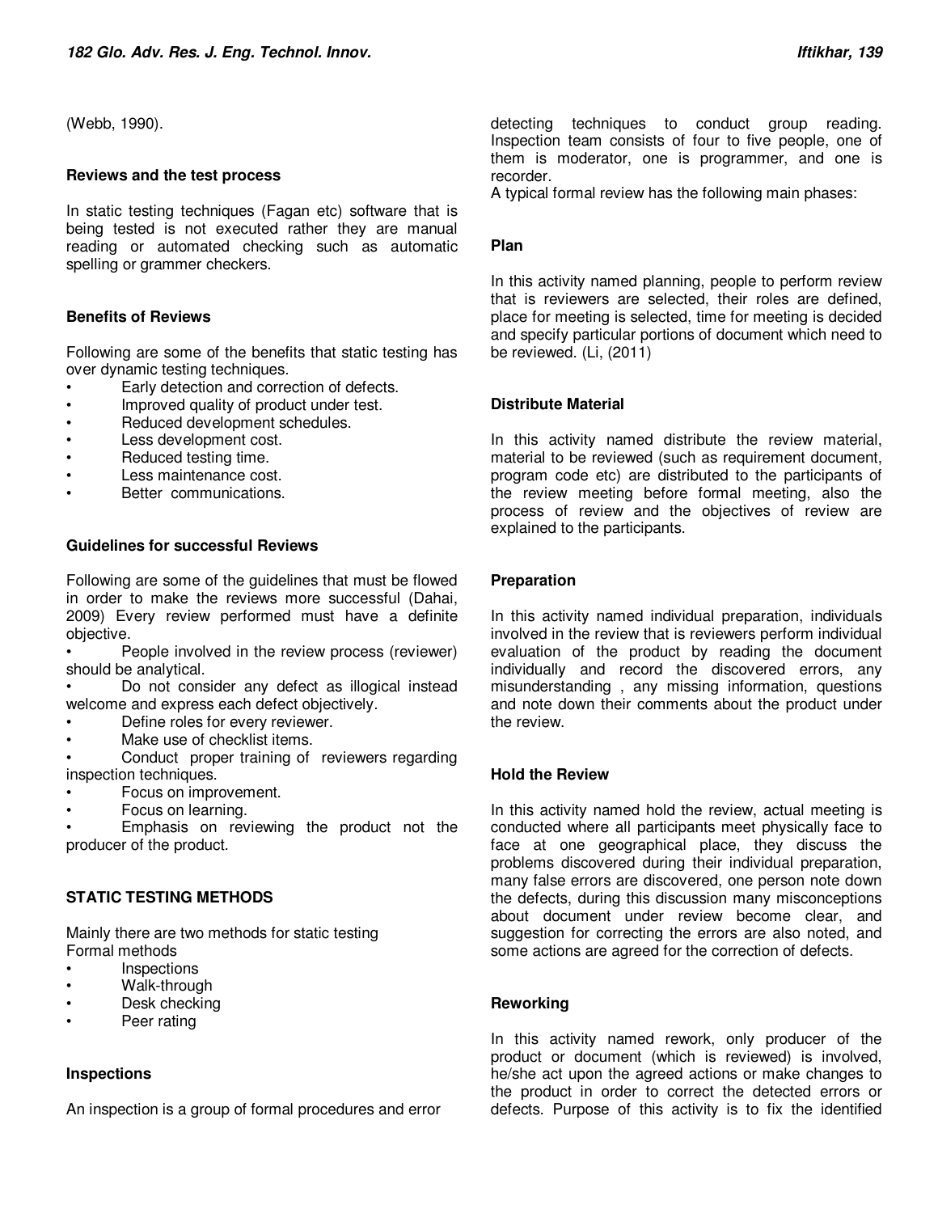(Webb, 1990).

### Reviews and the test process

In static testing techniques (Fagan etc) software that is being tested is not executed rather they are manual reading or automated checking such as automatic spelling or grammer checkers.

### Benefits of Reviews

Following are some of the benefits that static testing has over dynamic testing techniques.

- Early detection and correction of defects.
- Improved quality of product under test.
- Reduced development schedules.
- Less development cost.
- Reduced testing time.
- Less maintenance cost.
- Better communications.

### Guidelines for successful Reviews

Following are some of the guidelines that must be flowed in order to make the reviews more successful (Dahai, 2009) Every review performed must have a definite objective.

- People involved in the review process (reviewer) should be analytical.
- Do not consider any defect as illogical instead welcome and express each defect objectively.
- Define roles for every reviewer.
- Make use of checklist items.
- Conduct proper training of reviewers regarding inspection techniques.
- Focus on improvement.
- Focus on learning.
- Emphasis on reviewing the product not the producer of the product.

## STATIC TESTING METHODS

Mainly there are two methods for static testing
Formal methods

- Inspections
- Walk-through
- Desk checking
- Peer rating

### Inspections

An inspection is a group of formal procedures and error detecting techniques to conduct group reading. Inspection team consists of four to five people, one of them is moderator, one is programmer, and one is recorder.
A typical formal review has the following main phases:

### Plan

In this activity named planning, people to perform review that is reviewers are selected, their roles are defined, place for meeting is selected, time for meeting is decided and specify particular portions of document which need to be reviewed. (Li, (2011)

### Distribute Material

In this activity named distribute the review material, material to be reviewed (such as requirement document, program code etc) are distributed to the participants of the review meeting before formal meeting, also the process of review and the objectives of review are explained to the participants.

### Preparation

In this activity named individual preparation, individuals involved in the review that is reviewers perform individual evaluation of the product by reading the document individually and record the discovered errors, any misunderstanding , any missing information, questions and note down their comments about the product under the review.

### Hold the Review

In this activity named hold the review, actual meeting is conducted where all participants meet physically face to face at one geographical place, they discuss the problems discovered during their individual preparation, many false errors are discovered, one person note down the defects, during this discussion many misconceptions about document under review become clear, and suggestion for correcting the errors are also noted, and some actions are agreed for the correction of defects.

### Reworking

In this activity named rework, only producer of the product or document (which is reviewed) is involved, he/she act upon the agreed actions or make changes to the product in order to correct the detected errors or defects. Purpose of this activity is to fix the identified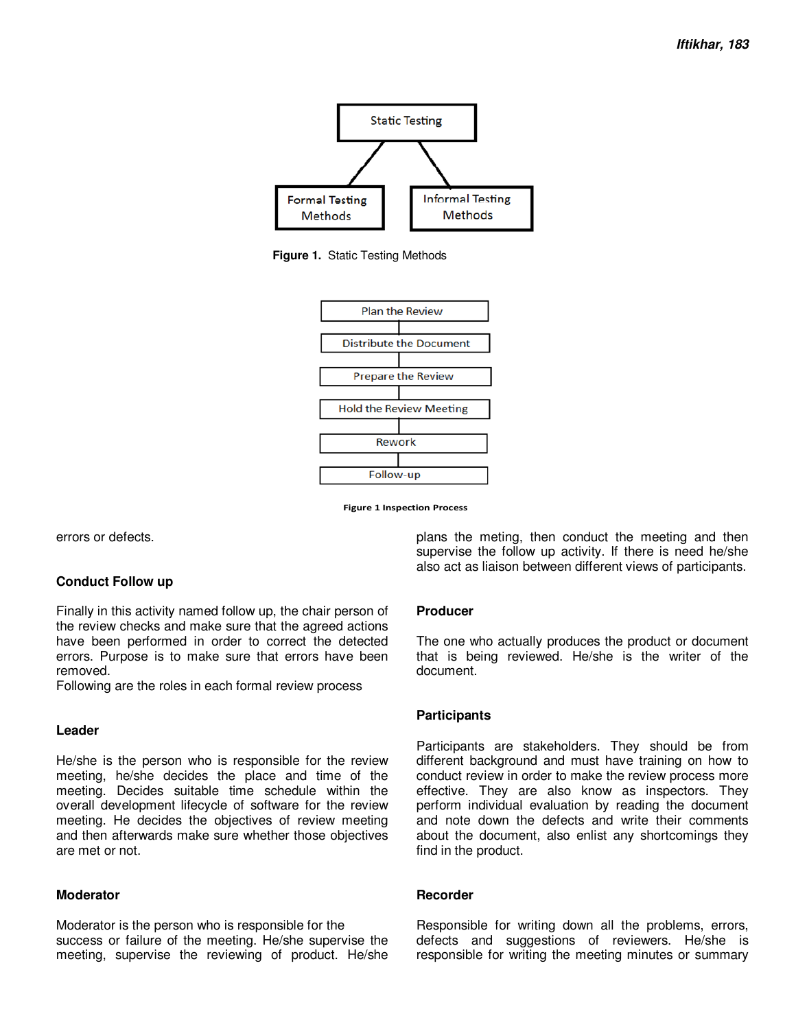Figure 1. Static Testing Methods

Figure 1 Inspection Process

errors or defects.

### Conduct Follow up

Finally in this activity named follow up, the chair person of the review checks and make sure that the agreed actions have been performed in order to correct the detected errors. Purpose is to make sure that errors have been removed.
Following are the roles in each formal review process

### Leader

He/she is the person who is responsible for the review meeting, he/she decides the place and time of the meeting. Decides suitable time schedule within the overall development lifecycle of software for the review meeting. He decides the objectives of review meeting and then afterwards make sure whether those objectives are met or not.

### Moderator

Moderator is the person who is responsible for the success or failure of the meeting. He/she supervise the meeting, supervise the reviewing of product. He/she plans the meting, then conduct the meeting and then supervise the follow up activity. If there is need he/she also act as liaison between different views of participants.

### Producer

The one who actually produces the product or document that is being reviewed. He/she is the writer of the document.

### Participants

Participants are stakeholders. They should be from different background and must have training on how to conduct review in order to make the review process more effective. They are also know as inspectors. They perform individual evaluation by reading the document and note down the defects and write their comments about the document, also enlist any shortcomings they find in the product.

### Recorder

Responsible for writing down all the problems, errors, defects and suggestions of reviewers. He/she is responsible for writing the meeting minutes or summary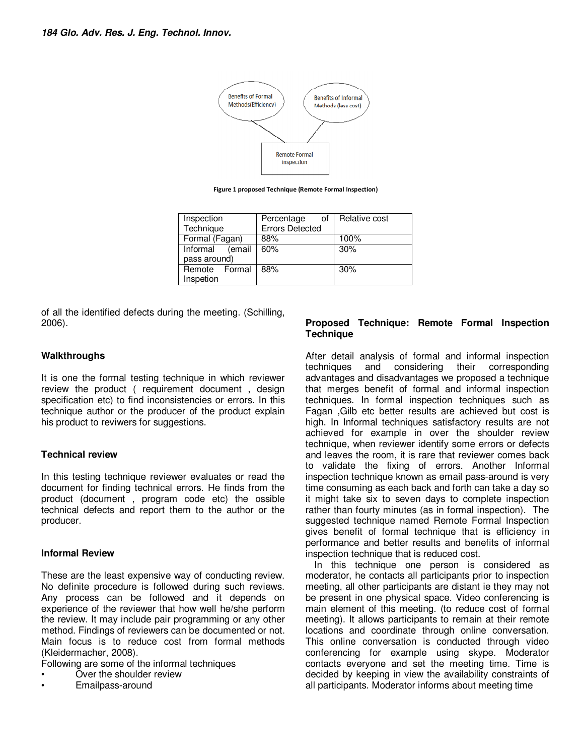Figure 1 proposed Technique (Remote Formal Inspection)

| Inspection Technique | Percentage of Errors Detected | Relative cost |
|---|---|---|
| Formal (Fagan) | 88% | 100% |
| Informal (email pass around) | 60% | 30% |
| Remote Formal Inspetion | 88% | 30% |

of all the identified defects during the meeting. (Schilling, 2006).

### Walkthroughs

It is one the formal testing technique in which reviewer review the product ( requirement document , design specification etc) to find inconsistencies or errors. In this technique author or the producer of the product explain his product to reviwers for suggestions.

### Technical review

In this testing technique reviewer evaluates or read the document for finding technical errors. He finds from the product (document , program code etc) the ossible technical defects and report them to the author or the producer.

### Informal Review

These are the least expensive way of conducting review. No definite procedure is followed during such reviews. Any process can be followed and it depends on experience of the reviewer that how well he/she perform the review. It may include pair programming or any other method. Findings of reviewers can be documented or not. Main focus is to reduce cost from formal methods (Kleidermacher, 2008).

Following are some of the informal techniques

- Over the shoulder review
- Emailpass-around

### Proposed Technique: Remote Formal Inspection Technique

After detail analysis of formal and informal inspection techniques and considering their corresponding advantages and disadvantages we proposed a technique that merges benefit of formal and informal inspection techniques. In formal inspection techniques such as Fagan ,Gilb etc better results are achieved but cost is high. In Informal techniques satisfactory results are not achieved for example in over the shoulder review technique, when reviewer identify some errors or defects and leaves the room, it is rare that reviewer comes back to validate the fixing of errors. Another Informal inspection technique known as email pass-around is very time consuming as each back and forth can take a day so it might take six to seven days to complete inspection rather than fourty minutes (as in formal inspection). The suggested technique named Remote Formal Inspection gives benefit of formal technique that is efficiency in performance and better results and benefits of informal inspection technique that is reduced cost.

In this technique one person is considered as moderator, he contacts all participants prior to inspection meeting, all other participants are distant ie they may not be present in one physical space. Video conferencing is main element of this meeting. (to reduce cost of formal meeting). It allows participants to remain at their remote locations and coordinate through online conversation. This online conversation is conducted through video conferencing for example using skype. Moderator contacts everyone and set the meeting time. Time is decided by keeping in view the availability constraints of all participants. Moderator informs about meeting time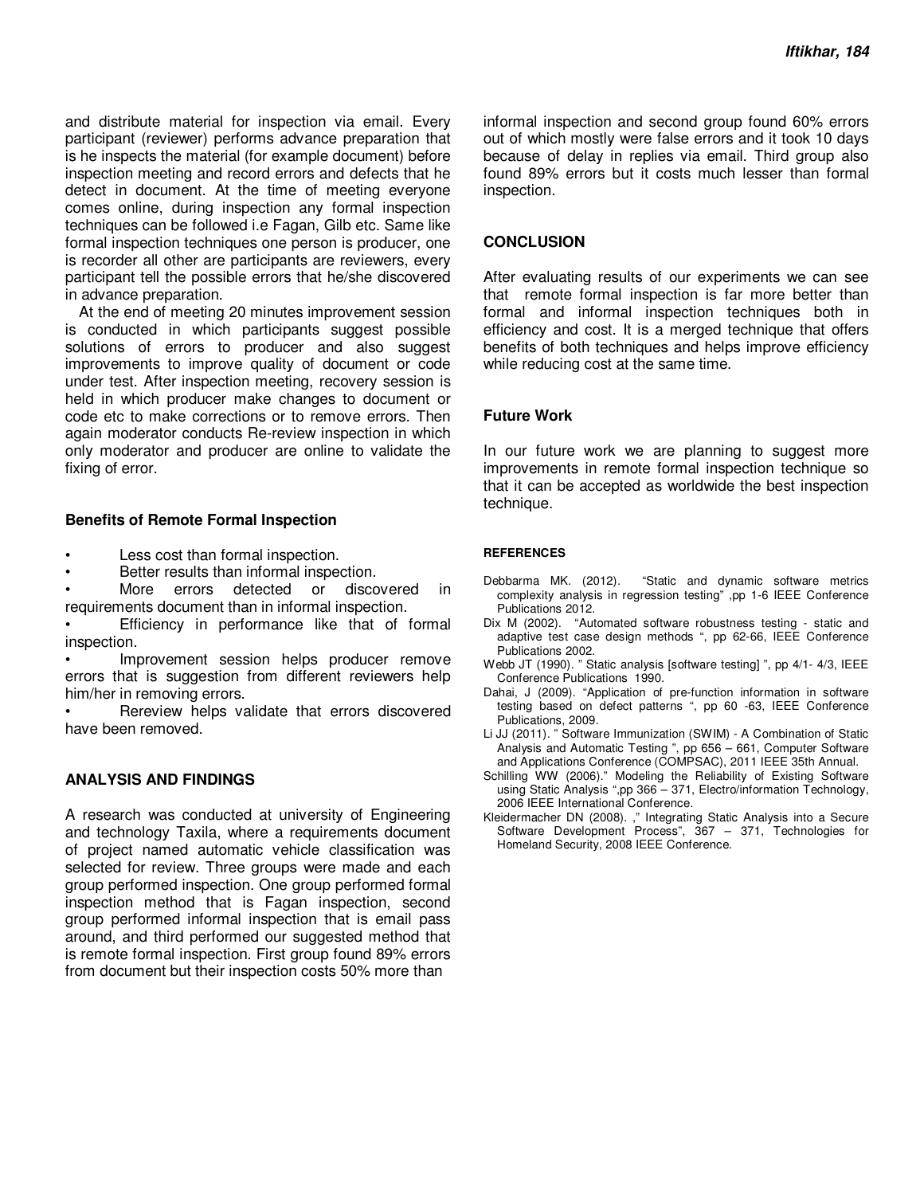and distribute material for inspection via email. Every participant (reviewer) performs advance preparation that is he inspects the material (for example document) before inspection meeting and record errors and defects that he detect in document. At the time of meeting everyone comes online, during inspection any formal inspection techniques can be followed i.e Fagan, Gilb etc. Same like formal inspection techniques one person is producer, one is recorder all other are participants are reviewers, every participant tell the possible errors that he/she discovered in advance preparation.

At the end of meeting 20 minutes improvement session is conducted in which participants suggest possible solutions of errors to producer and also suggest improvements to improve quality of document or code under test. After inspection meeting, recovery session is held in which producer make changes to document or code etc to make corrections or to remove errors. Then again moderator conducts Re-review inspection in which only moderator and producer are online to validate the fixing of error.

### Benefits of Remote Formal Inspection

- Less cost than formal inspection.
- Better results than informal inspection.
- More errors detected or discovered in requirements document than in informal inspection.
- Efficiency in performance like that of formal inspection.
- Improvement session helps producer remove errors that is suggestion from different reviewers help him/her in removing errors.
- Rereview helps validate that errors discovered have been removed.

## ANALYSIS AND FINDINGS

A research was conducted at university of Engineering and technology Taxila, where a requirements document of project named automatic vehicle classification was selected for review. Three groups were made and each group performed inspection. One group performed formal inspection method that is Fagan inspection, second group performed informal inspection that is email pass around, and third performed our suggested method that is remote formal inspection. First group found 89% errors from document but their inspection costs 50% more than informal inspection and second group found 60% errors out of which mostly were false errors and it took 10 days because of delay in replies via email. Third group also found 89% errors but it costs much lesser than formal inspection.

## CONCLUSION

After evaluating results of our experiments we can see that remote formal inspection is far more better than formal and informal inspection techniques both in efficiency and cost. It is a merged technique that offers benefits of both techniques and helps improve efficiency while reducing cost at the same time.

### Future Work

In our future work we are planning to suggest more improvements in remote formal inspection technique so that it can be accepted as worldwide the best inspection technique.

## REFERENCES

Debbarma MK. (2012). "Static and dynamic software metrics complexity analysis in regression testing" ,pp 1-6 IEEE Conference Publications 2012.

Dix M (2002). "Automated software robustness testing - static and adaptive test case design methods ", pp 62-66, IEEE Conference Publications 2002.

Webb JT (1990). " Static analysis [software testing] ", pp 4/1- 4/3, IEEE Conference Publications 1990.

Dahai, J (2009). "Application of pre-function information in software testing based on defect patterns ", pp 60 -63, IEEE Conference Publications, 2009.

Li JJ (2011). " Software Immunization (SWIM) - A Combination of Static Analysis and Automatic Testing ", pp 656 – 661, Computer Software and Applications Conference (COMPSAC), 2011 IEEE 35th Annual.

Schilling WW (2006)." Modeling the Reliability of Existing Software using Static Analysis ",pp 366 – 371, Electro/information Technology, 2006 IEEE International Conference.

Kleidermacher DN (2008). ," Integrating Static Analysis into a Secure Software Development Process", 367 – 371, Technologies for Homeland Security, 2008 IEEE Conference.